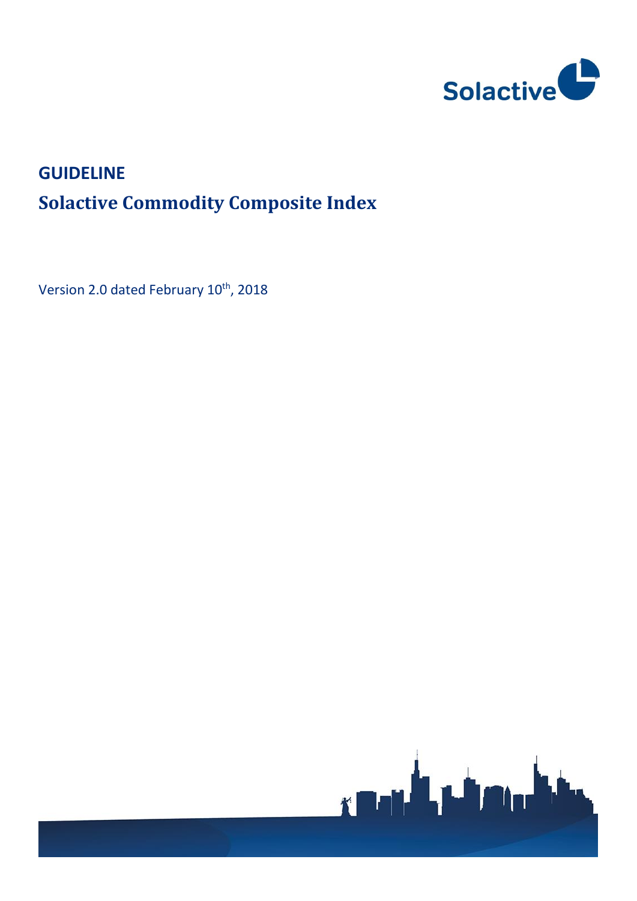Solactive

# GUIDELINE

## Solactive Commodity Composite Index

Version 2.0 dated February 10th, 2018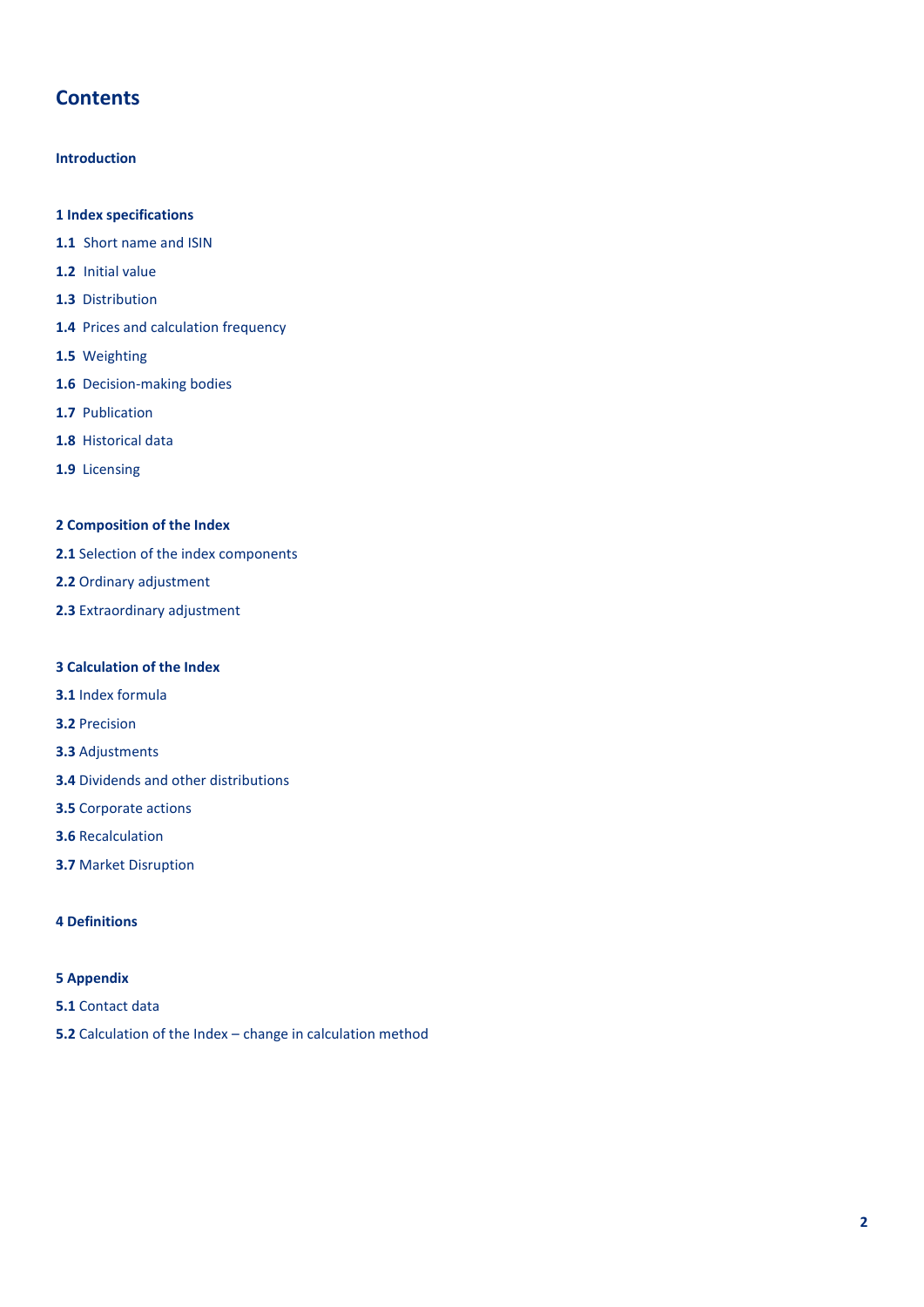# Contents

**Introduction**

**1 Index specifications**

**1.1** Short name and ISIN

**1.2** Initial value

**1.3** Distribution

**1.4** Prices and calculation frequency

**1.5** Weighting

**1.6** Decision-making bodies

**1.7** Publication

**1.8** Historical data

**1.9** Licensing

**2 Composition of the Index**

**2.1** Selection of the index components

**2.2** Ordinary adjustment

**2.3** Extraordinary adjustment

**3 Calculation of the Index**

**3.1** Index formula

**3.2** Precision

**3.3** Adjustments

**3.4** Dividends and other distributions

**3.5** Corporate actions

**3.6** Recalculation

**3.7** Market Disruption

**4 Definitions**

**5 Appendix**

**5.1** Contact data

**5.2** Calculation of the Index – change in calculation method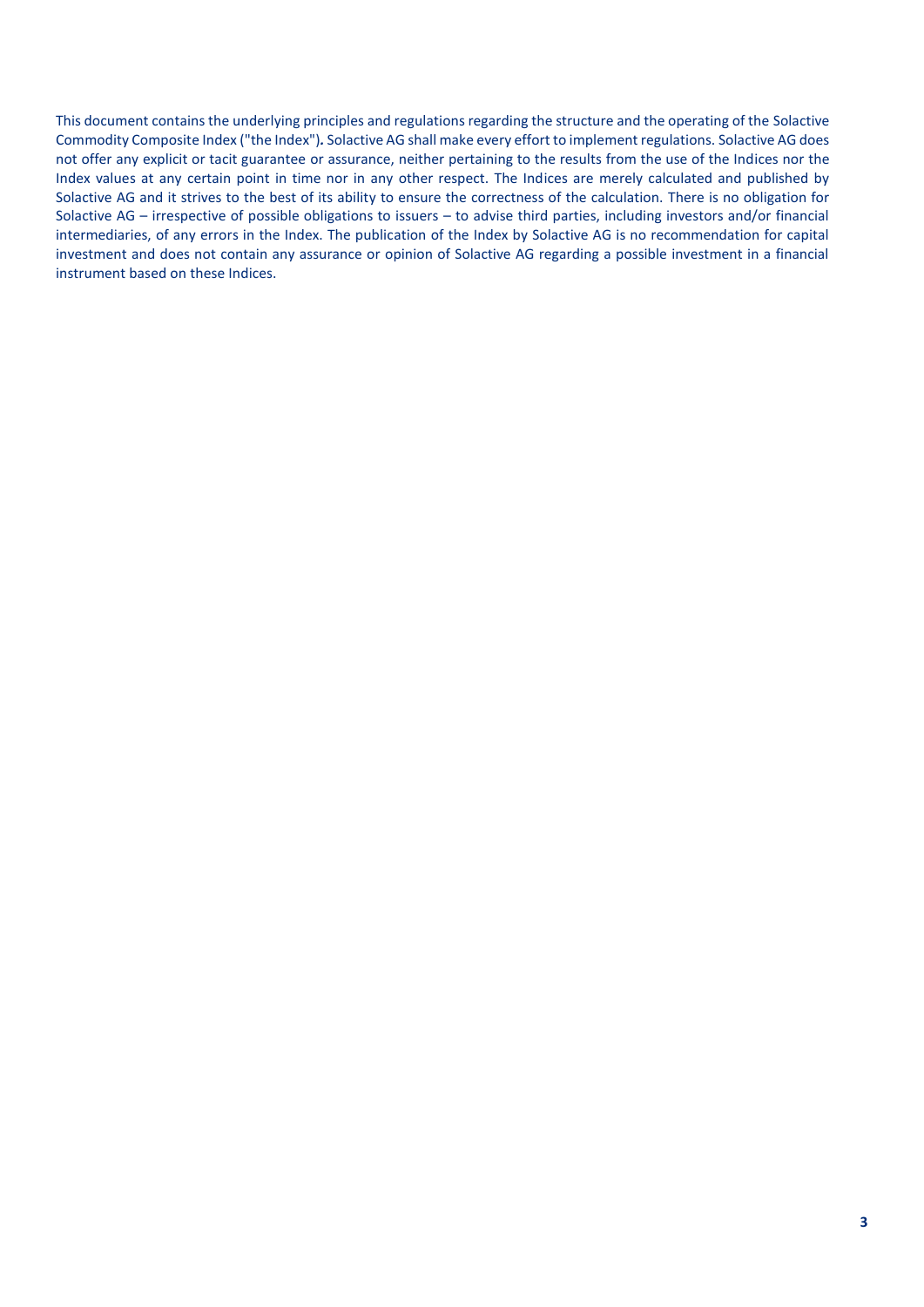This document contains the underlying principles and regulations regarding the structure and the operating of the Solactive Commodity Composite Index ("the Index")**.** Solactive AG shall make every effort to implement regulations. Solactive AG does not offer any explicit or tacit guarantee or assurance, neither pertaining to the results from the use of the Indices nor the Index values at any certain point in time nor in any other respect. The Indices are merely calculated and published by Solactive AG and it strives to the best of its ability to ensure the correctness of the calculation. There is no obligation for Solactive AG – irrespective of possible obligations to issuers – to advise third parties, including investors and/or financial intermediaries, of any errors in the Index. The publication of the Index by Solactive AG is no recommendation for capital investment and does not contain any assurance or opinion of Solactive AG regarding a possible investment in a financial instrument based on these Indices.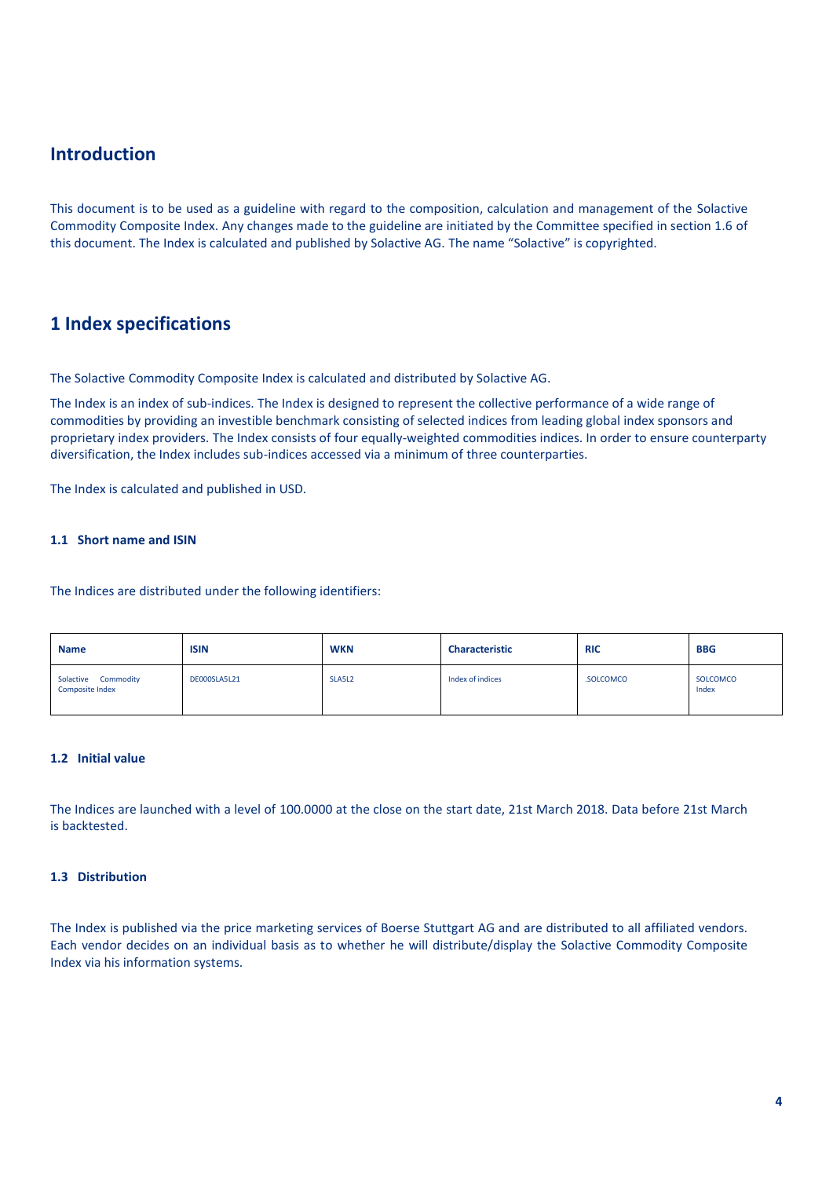# Introduction

This document is to be used as a guideline with regard to the composition, calculation and management of the Solactive Commodity Composite Index. Any changes made to the guideline are initiated by the Committee specified in section 1.6 of this document. The Index is calculated and published by Solactive AG. The name "Solactive" is copyrighted.

# 1 Index specifications

The Solactive Commodity Composite Index is calculated and distributed by Solactive AG.

The Index is an index of sub-indices. The Index is designed to represent the collective performance of a wide range of commodities by providing an investible benchmark consisting of selected indices from leading global index sponsors and proprietary index providers. The Index consists of four equally-weighted commodities indices. In order to ensure counterparty diversification, the Index includes sub-indices accessed via a minimum of three counterparties.

The Index is calculated and published in USD.

### 1.1 Short name and ISIN

The Indices are distributed under the following identifiers:

| Name | ISIN | WKN | Characteristic | RIC | BBG |
|---|---|---|---|---|---|
| Solactive Commodity Composite Index | DE000SLA5L21 | SLA5L2 | Index of indices | .SOLCOMCO | SOLCOMCO Index |

### 1.2 Initial value

The Indices are launched with a level of 100.0000 at the close on the start date, 21st March 2018. Data before 21st March is backtested.

### 1.3 Distribution

The Index is published via the price marketing services of Boerse Stuttgart AG and are distributed to all affiliated vendors. Each vendor decides on an individual basis as to whether he will distribute/display the Solactive Commodity Composite Index via his information systems.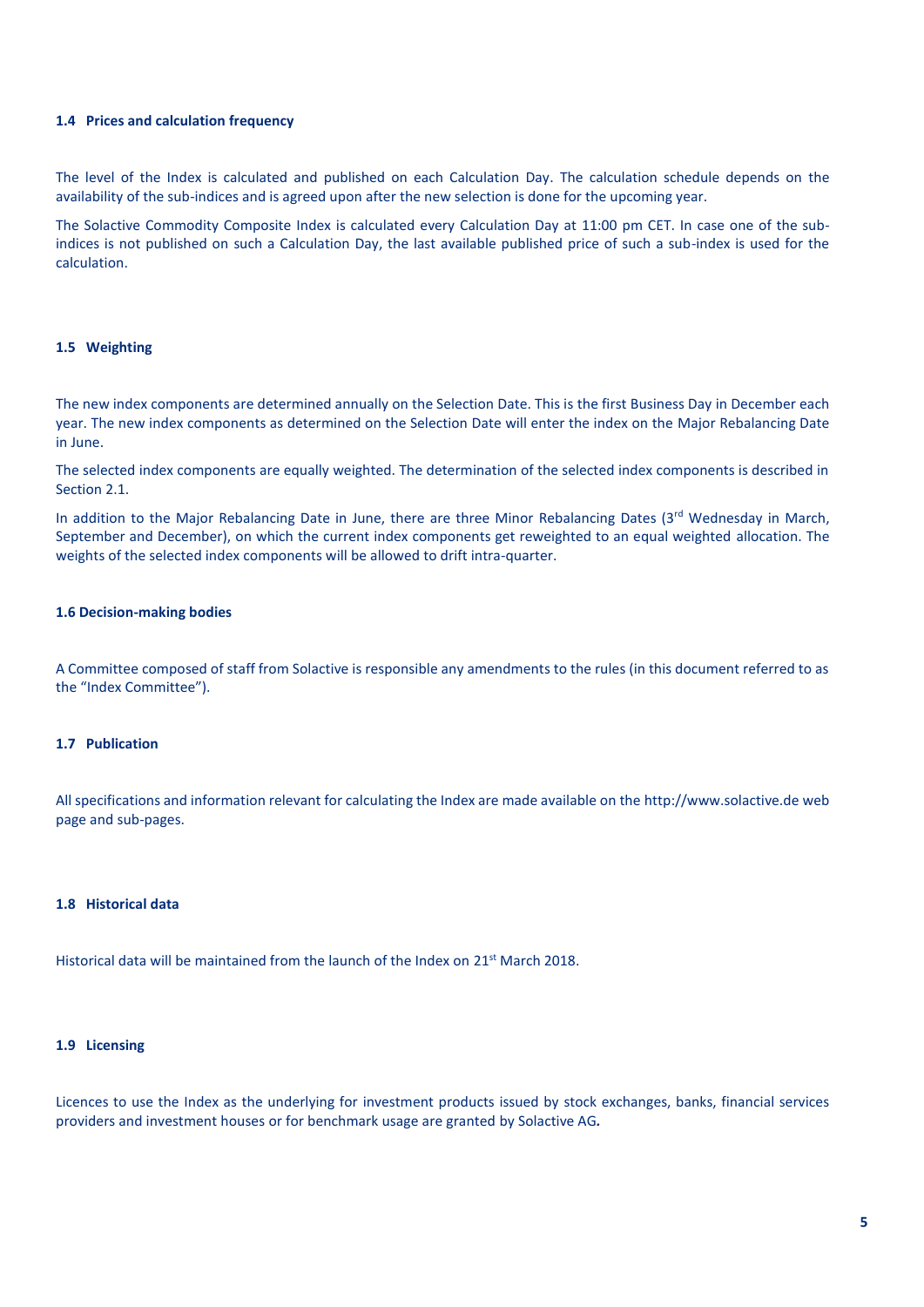### 1.4 Prices and calculation frequency

The level of the Index is calculated and published on each Calculation Day. The calculation schedule depends on the availability of the sub-indices and is agreed upon after the new selection is done for the upcoming year.

The Solactive Commodity Composite Index is calculated every Calculation Day at 11:00 pm CET. In case one of the sub-indices is not published on such a Calculation Day, the last available published price of such a sub-index is used for the calculation.

### 1.5 Weighting

The new index components are determined annually on the Selection Date. This is the first Business Day in December each year. The new index components as determined on the Selection Date will enter the index on the Major Rebalancing Date in June.

The selected index components are equally weighted. The determination of the selected index components is described in Section 2.1.

In addition to the Major Rebalancing Date in June, there are three Minor Rebalancing Dates (3rd Wednesday in March, September and December), on which the current index components get reweighted to an equal weighted allocation. The weights of the selected index components will be allowed to drift intra-quarter.

### 1.6 Decision-making bodies

A Committee composed of staff from Solactive is responsible any amendments to the rules (in this document referred to as the "Index Committee").

### 1.7 Publication

All specifications and information relevant for calculating the Index are made available on the http://www.solactive.de web page and sub-pages.

### 1.8 Historical data

Historical data will be maintained from the launch of the Index on 21st March 2018.

### 1.9 Licensing

Licences to use the Index as the underlying for investment products issued by stock exchanges, banks, financial services providers and investment houses or for benchmark usage are granted by Solactive AG**.**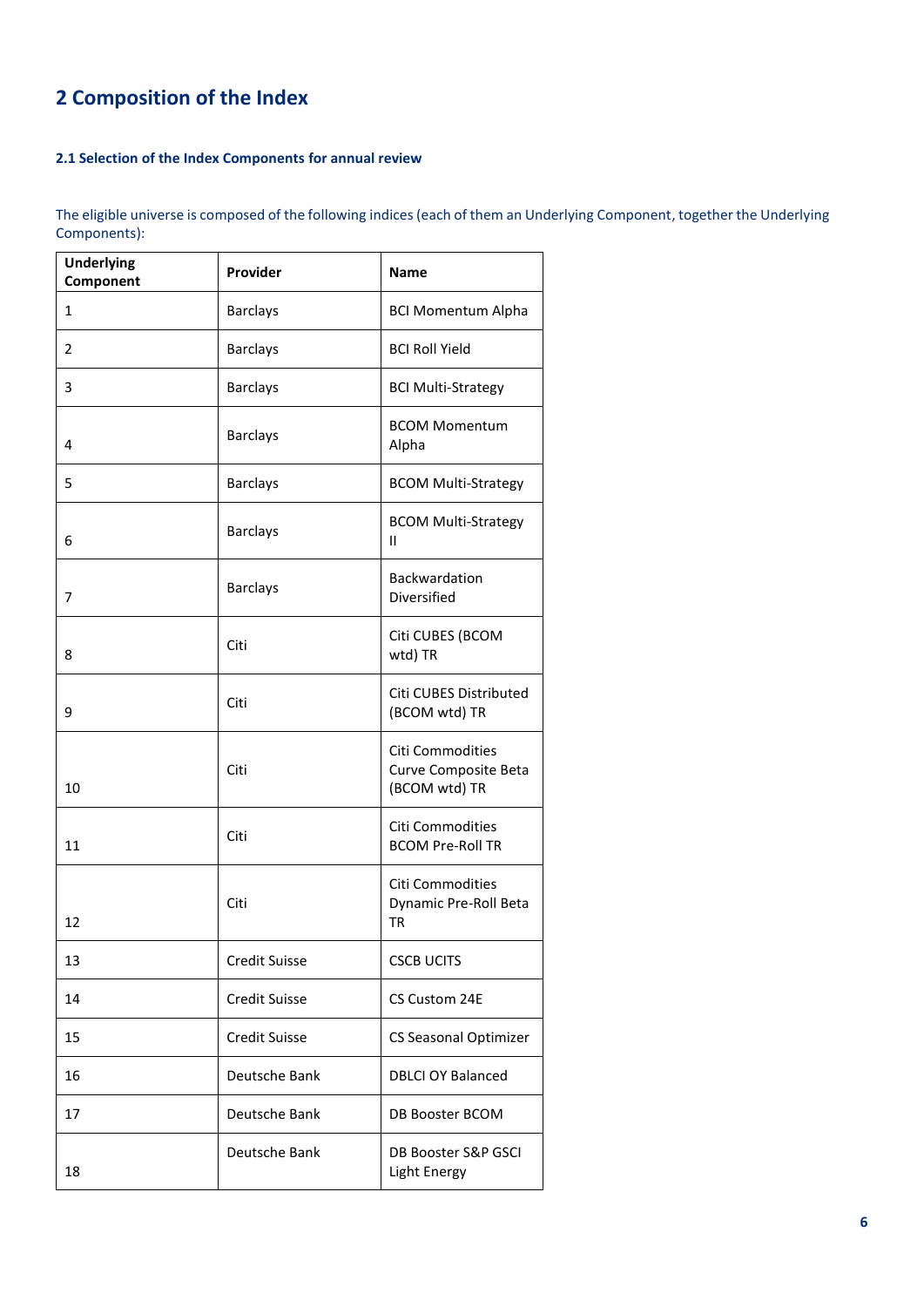# 2 Composition of the Index

### 2.1 Selection of the Index Components for annual review

The eligible universe is composed of the following indices (each of them an Underlying Component, together the Underlying Components):

| Underlying Component | Provider | Name |
|---|---|---|
| 1 | Barclays | BCI Momentum Alpha |
| 2 | Barclays | BCI Roll Yield |
| 3 | Barclays | BCI Multi-Strategy |
| 4 | Barclays | BCOM Momentum Alpha |
| 5 | Barclays | BCOM Multi-Strategy |
| 6 | Barclays | BCOM Multi-Strategy II |
| 7 | Barclays | Backwardation Diversified |
| 8 | Citi | Citi CUBES (BCOM wtd) TR |
| 9 | Citi | Citi CUBES Distributed (BCOM wtd) TR |
| 10 | Citi | Citi Commodities Curve Composite Beta (BCOM wtd) TR |
| 11 | Citi | Citi Commodities BCOM Pre-Roll TR |
| 12 | Citi | Citi Commodities Dynamic Pre-Roll Beta TR |
| 13 | Credit Suisse | CSCB UCITS |
| 14 | Credit Suisse | CS Custom 24E |
| 15 | Credit Suisse | CS Seasonal Optimizer |
| 16 | Deutsche Bank | DBLCI OY Balanced |
| 17 | Deutsche Bank | DB Booster BCOM |
| 18 | Deutsche Bank | DB Booster S&P GSCI Light Energy |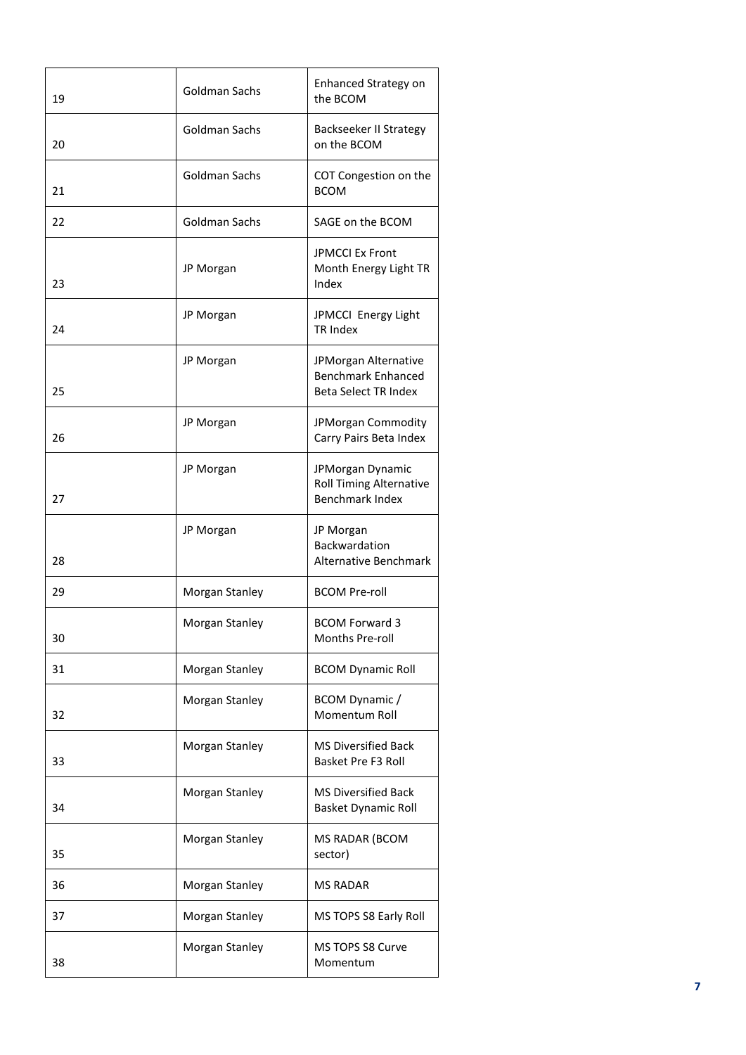| | | |
|---|---|---|
| 19 | Goldman Sachs | Enhanced Strategy on the BCOM |
| 20 | Goldman Sachs | Backseeker II Strategy on the BCOM |
| 21 | Goldman Sachs | COT Congestion on the BCOM |
| 22 | Goldman Sachs | SAGE on the BCOM |
| 23 | JP Morgan | JPMCCI Ex Front Month Energy Light TR Index |
| 24 | JP Morgan | JPMCCI Energy Light TR Index |
| 25 | JP Morgan | JPMorgan Alternative Benchmark Enhanced Beta Select TR Index |
| 26 | JP Morgan | JPMorgan Commodity Carry Pairs Beta Index |
| 27 | JP Morgan | JPMorgan Dynamic Roll Timing Alternative Benchmark Index |
| 28 | JP Morgan | JP Morgan Backwardation Alternative Benchmark |
| 29 | Morgan Stanley | BCOM Pre-roll |
| 30 | Morgan Stanley | BCOM Forward 3 Months Pre-roll |
| 31 | Morgan Stanley | BCOM Dynamic Roll |
| 32 | Morgan Stanley | BCOM Dynamic / Momentum Roll |
| 33 | Morgan Stanley | MS Diversified Back Basket Pre F3 Roll |
| 34 | Morgan Stanley | MS Diversified Back Basket Dynamic Roll |
| 35 | Morgan Stanley | MS RADAR (BCOM sector) |
| 36 | Morgan Stanley | MS RADAR |
| 37 | Morgan Stanley | MS TOPS S8 Early Roll |
| 38 | Morgan Stanley | MS TOPS S8 Curve Momentum |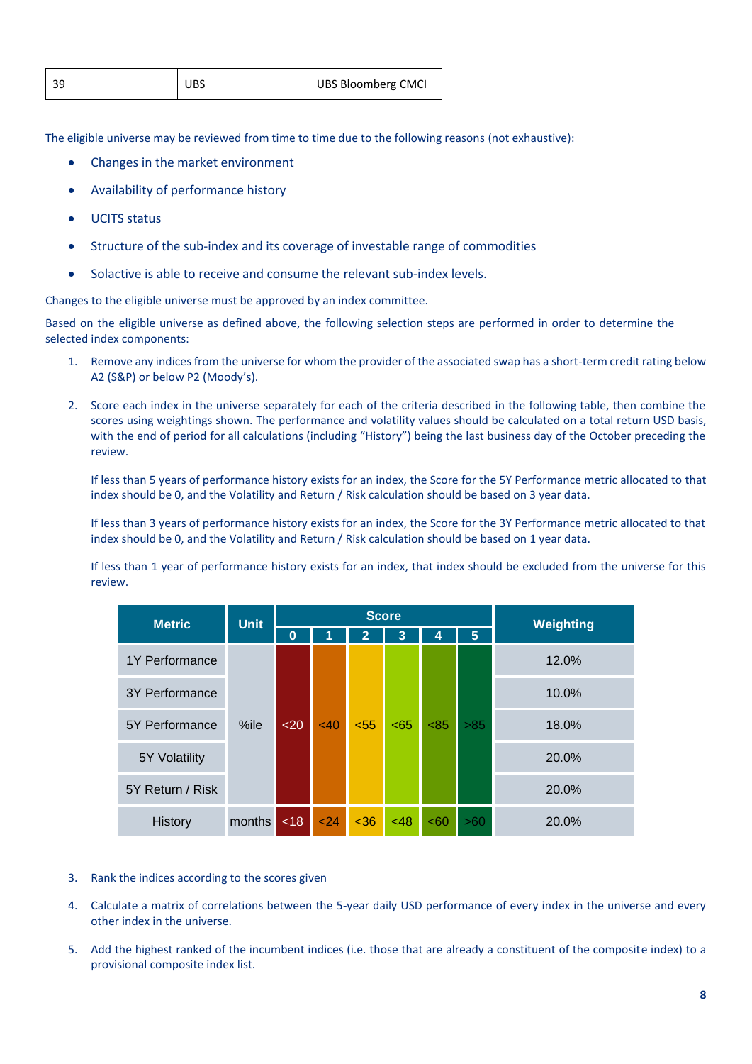| 39 | UBS | UBS Bloomberg CMCI |
|---|---|---|

The eligible universe may be reviewed from time to time due to the following reasons (not exhaustive):

- Changes in the market environment
- Availability of performance history
- UCITS status
- Structure of the sub-index and its coverage of investable range of commodities
- Solactive is able to receive and consume the relevant sub-index levels.

Changes to the eligible universe must be approved by an index committee.

Based on the eligible universe as defined above, the following selection steps are performed in order to determine the selected index components:

1. Remove any indices from the universe for whom the provider of the associated swap has a short-term credit rating below A2 (S&P) or below P2 (Moody's).

2. Score each index in the universe separately for each of the criteria described in the following table, then combine the scores using weightings shown. The performance and volatility values should be calculated on a total return USD basis, with the end of period for all calculations (including "History") being the last business day of the October preceding the review.

   If less than 5 years of performance history exists for an index, the Score for the 5Y Performance metric allocated to that index should be 0, and the Volatility and Return / Risk calculation should be based on 3 year data.

   If less than 3 years of performance history exists for an index, the Score for the 3Y Performance metric allocated to that index should be 0, and the Volatility and Return / Risk calculation should be based on 1 year data.

   If less than 1 year of performance history exists for an index, that index should be excluded from the universe for this review.

| Metric | Unit | Score | | | | | | Weighting |
|---|---|---|---|---|---|---|---|---|
| | | 0 | 1 | 2 | 3 | 4 | 5 | |
| 1Y Performance | %ile | <20 | <40 | <55 | <65 | <85 | >85 | 12.0% |
| 3Y Performance | %ile | <20 | <40 | <55 | <65 | <85 | >85 | 10.0% |
| 5Y Performance | %ile | <20 | <40 | <55 | <65 | <85 | >85 | 18.0% |
| 5Y Volatility | %ile | <20 | <40 | <55 | <65 | <85 | >85 | 20.0% |
| 5Y Return / Risk | %ile | <20 | <40 | <55 | <65 | <85 | >85 | 20.0% |
| History | months | <18 | <24 | <36 | <48 | <60 | >60 | 20.0% |

3. Rank the indices according to the scores given

4. Calculate a matrix of correlations between the 5-year daily USD performance of every index in the universe and every other index in the universe.

5. Add the highest ranked of the incumbent indices (i.e. those that are already a constituent of the composite index) to a provisional composite index list.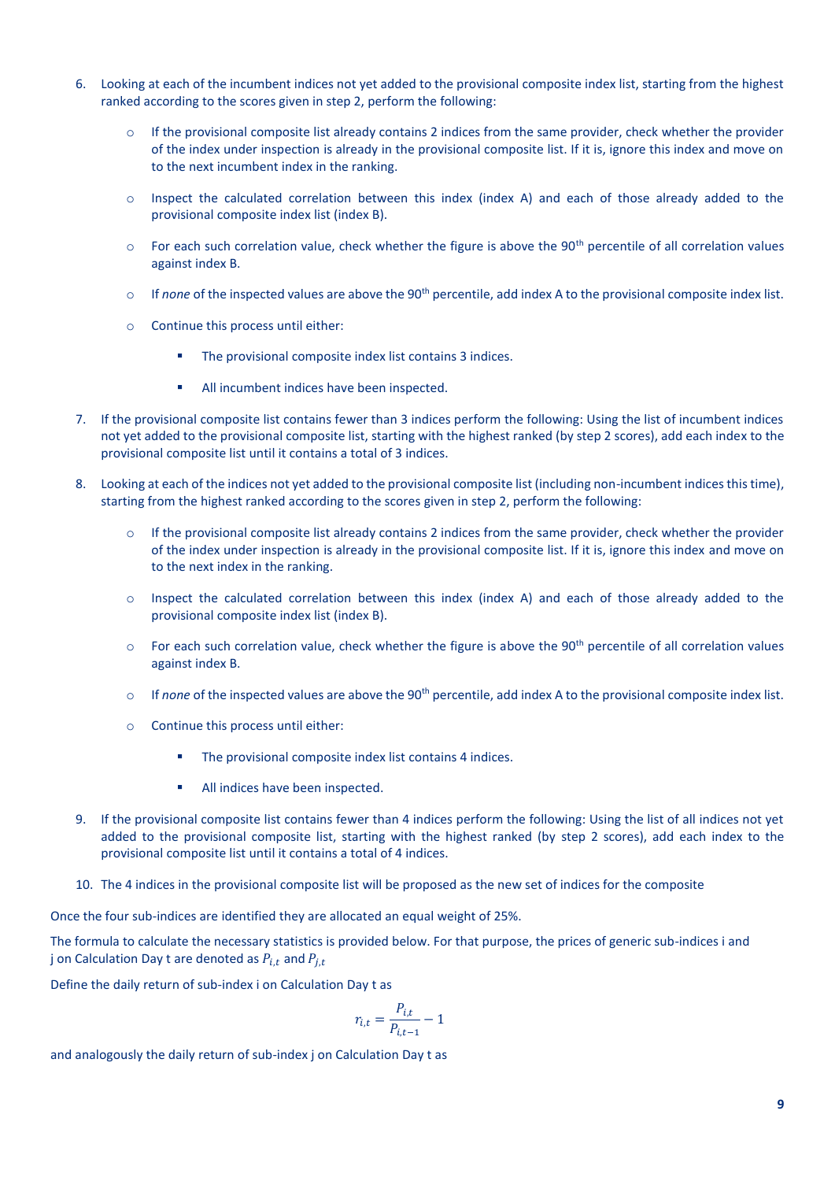6. Looking at each of the incumbent indices not yet added to the provisional composite index list, starting from the highest ranked according to the scores given in step 2, perform the following:

    - If the provisional composite list already contains 2 indices from the same provider, check whether the provider of the index under inspection is already in the provisional composite list. If it is, ignore this index and move on to the next incumbent index in the ranking.
    - Inspect the calculated correlation between this index (index A) and each of those already added to the provisional composite index list (index B).
    - For each such correlation value, check whether the figure is above the 90th percentile of all correlation values against index B.
    - If *none* of the inspected values are above the 90th percentile, add index A to the provisional composite index list.
    - Continue this process until either:
        - The provisional composite index list contains 3 indices.
        - All incumbent indices have been inspected.

7. If the provisional composite list contains fewer than 3 indices perform the following: Using the list of incumbent indices not yet added to the provisional composite list, starting with the highest ranked (by step 2 scores), add each index to the provisional composite list until it contains a total of 3 indices.

8. Looking at each of the indices not yet added to the provisional composite list (including non-incumbent indices this time), starting from the highest ranked according to the scores given in step 2, perform the following:

    - If the provisional composite list already contains 2 indices from the same provider, check whether the provider of the index under inspection is already in the provisional composite list. If it is, ignore this index and move on to the next index in the ranking.
    - Inspect the calculated correlation between this index (index A) and each of those already added to the provisional composite index list (index B).
    - For each such correlation value, check whether the figure is above the 90th percentile of all correlation values against index B.
    - If *none* of the inspected values are above the 90th percentile, add index A to the provisional composite index list.
    - Continue this process until either:
        - The provisional composite index list contains 4 indices.
        - All indices have been inspected.

9. If the provisional composite list contains fewer than 4 indices perform the following: Using the list of all indices not yet added to the provisional composite list, starting with the highest ranked (by step 2 scores), add each index to the provisional composite list until it contains a total of 4 indices.

10. The 4 indices in the provisional composite list will be proposed as the new set of indices for the composite

Once the four sub-indices are identified they are allocated an equal weight of 25%.

The formula to calculate the necessary statistics is provided below. For that purpose, the prices of generic sub-indices i and j on Calculation Day t are denoted as $P_{i,t}$ and $P_{j,t}$

Define the daily return of sub-index i on Calculation Day t as

$$r_{i,t} = \frac{P_{i,t}}{P_{i,t-1}} - 1$$

and analogously the daily return of sub-index j on Calculation Day t as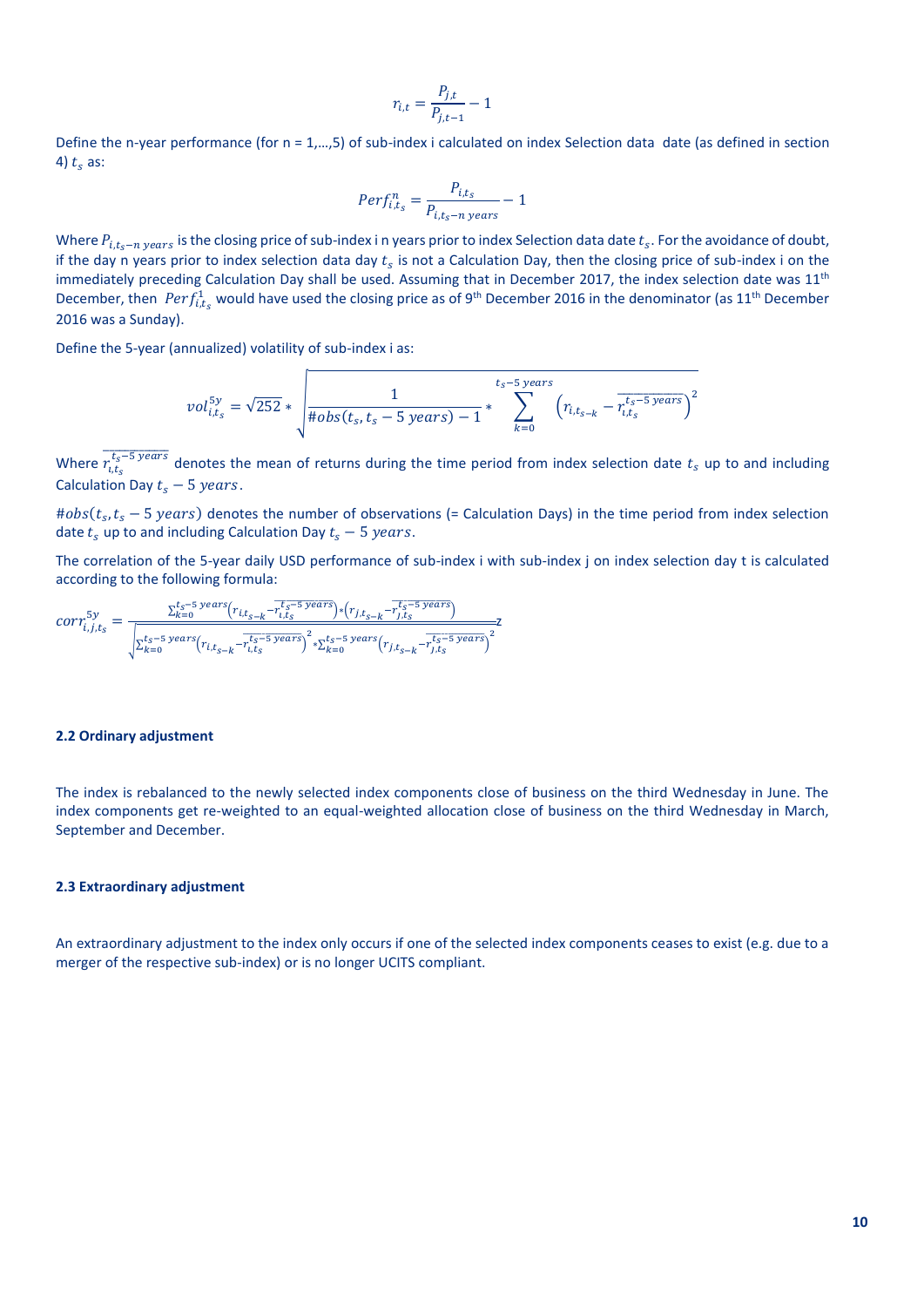$$r_{i,t} = \frac{P_{j,t}}{P_{j,t-1}} - 1$$

Define the n-year performance (for n = 1,…,5) of sub-index i calculated on index Selection data date (as defined in section 4) $t_s$ as:

$$Perf_{i,t_s}^{n} = \frac{P_{i,t_s}}{P_{i,t_s - n\ years}} - 1$$

Where $P_{i,t_s - n\ years}$ is the closing price of sub-index i n years prior to index Selection data date $t_s$. For the avoidance of doubt, if the day n years prior to index selection data day $t_s$ is not a Calculation Day, then the closing price of sub-index i on the immediately preceding Calculation Day shall be used. Assuming that in December 2017, the index selection date was 11th December, then $Perf_{i,t_s}^{1}$ would have used the closing price as of 9th December 2016 in the denominator (as 11th December 2016 was a Sunday).

Define the 5-year (annualized) volatility of sub-index i as:

$$vol_{i,t_s}^{5y} = \sqrt{252} * \sqrt{\frac{1}{\#obs(t_s, t_s - 5\ years) - 1} * \sum_{k=0}^{t_s - 5\ years} \left(r_{i,t_{s-k}} - \overline{r_{i,t_s}^{t_s - 5\ years}}\right)^2}$$

Where $\overline{r_{i,t_s}^{t_s - 5\ years}}$ denotes the mean of returns during the time period from index selection date $t_s$ up to and including Calculation Day $t_s - 5\ years$.

$\#obs(t_s, t_s - 5\ years)$ denotes the number of observations (= Calculation Days) in the time period from index selection date $t_s$ up to and including Calculation Day $t_s - 5\ years$.

The correlation of the 5-year daily USD performance of sub-index i with sub-index j on index selection day t is calculated according to the following formula:

$$corr_{i,j,t_s}^{5y} = \frac{\sum_{k=0}^{t_s - 5\ years}\left(r_{i,t_{s-k}} - \overline{r_{i,t_s}^{t_s - 5\ years}}\right) * \left(r_{j,t_{s-k}} - \overline{r_{j,t_s}^{t_s - 5\ years}}\right)}{\sqrt{\sum_{k=0}^{t_s - 5\ years}\left(r_{i,t_{s-k}} - \overline{r_{i,t_s}^{t_s - 5\ years}}\right)^2 * \sum_{k=0}^{t_s - 5\ years}\left(r_{j,t_{s-k}} - \overline{r_{j,t_s}^{t_s - 5\ years}}\right)^2}}$$

**2.2 Ordinary adjustment**

The index is rebalanced to the newly selected index components close of business on the third Wednesday in June. The index components get re-weighted to an equal-weighted allocation close of business on the third Wednesday in March, September and December.

**2.3 Extraordinary adjustment**

An extraordinary adjustment to the index only occurs if one of the selected index components ceases to exist (e.g. due to a merger of the respective sub-index) or is no longer UCITS compliant.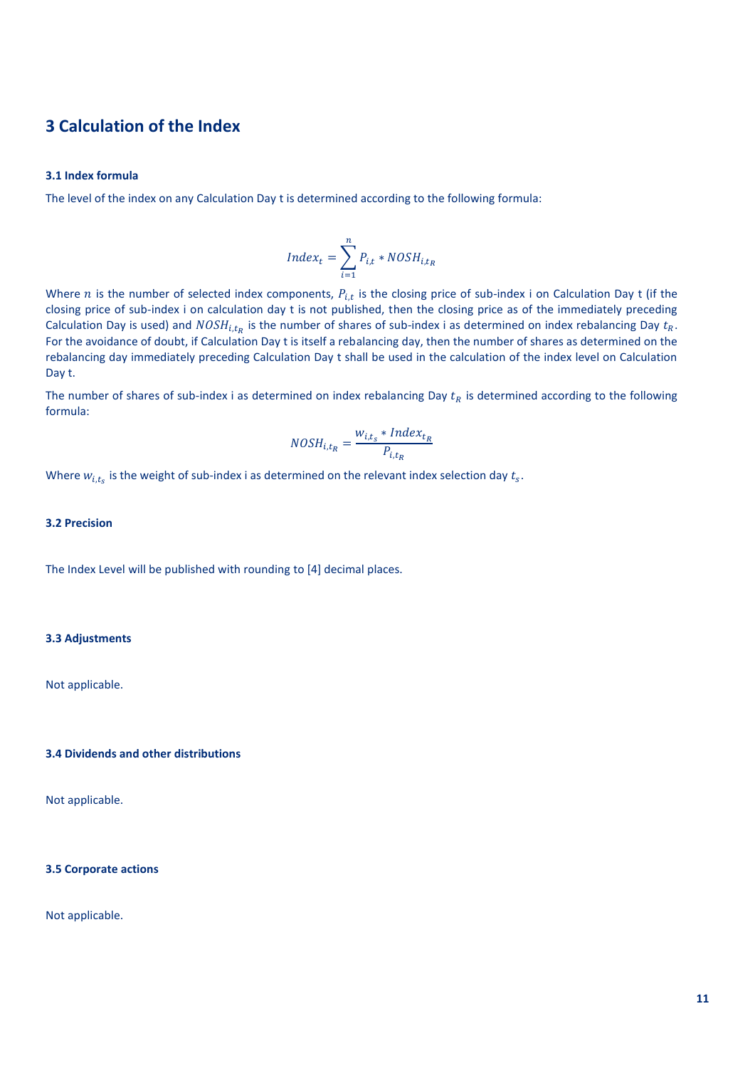# 3 Calculation of the Index

### 3.1 Index formula

The level of the index on any Calculation Day t is determined according to the following formula:

$$Index_t = \sum_{i=1}^{n} P_{i,t} * NOSH_{i,t_R}$$

Where $n$ is the number of selected index components, $P_{i,t}$ is the closing price of sub-index i on Calculation Day t (if the closing price of sub-index i on calculation day t is not published, then the closing price as of the immediately preceding Calculation Day is used) and $NOSH_{i,t_R}$ is the number of shares of sub-index i as determined on index rebalancing Day $t_R$. For the avoidance of doubt, if Calculation Day t is itself a rebalancing day, then the number of shares as determined on the rebalancing day immediately preceding Calculation Day t shall be used in the calculation of the index level on Calculation Day t.

The number of shares of sub-index i as determined on index rebalancing Day $t_R$ is determined according to the following formula:

$$NOSH_{i,t_R} = \frac{w_{i,t_s} * Index_{t_R}}{P_{i,t_R}}$$

Where $w_{i,t_s}$ is the weight of sub-index i as determined on the relevant index selection day $t_s$.

### 3.2 Precision

The Index Level will be published with rounding to [4] decimal places.

### 3.3 Adjustments

Not applicable.

### 3.4 Dividends and other distributions

Not applicable.

### 3.5 Corporate actions

Not applicable.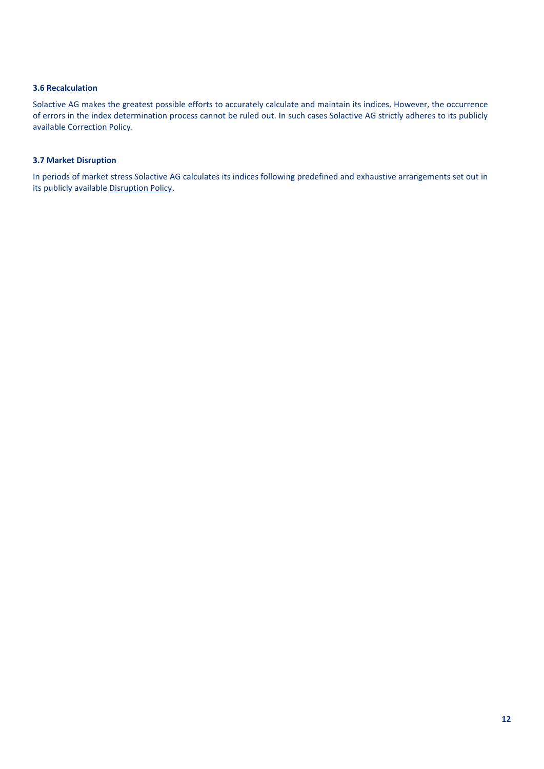### 3.6 Recalculation

Solactive AG makes the greatest possible efforts to accurately calculate and maintain its indices. However, the occurrence of errors in the index determination process cannot be ruled out. In such cases Solactive AG strictly adheres to its publicly available Correction Policy.

### 3.7 Market Disruption

In periods of market stress Solactive AG calculates its indices following predefined and exhaustive arrangements set out in its publicly available Disruption Policy.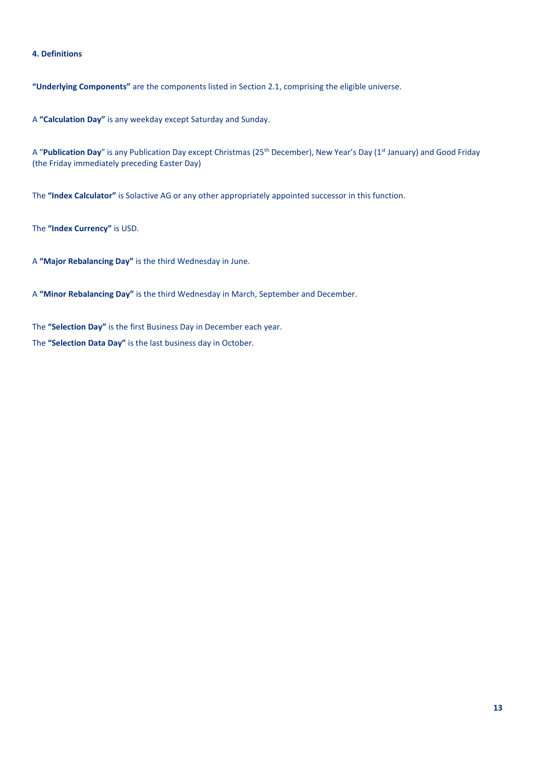# 4. Definitions

**"Underlying Components"** are the components listed in Section 2.1, comprising the eligible universe.

A **"Calculation Day"** is any weekday except Saturday and Sunday.

A "**Publication Day**" is any Publication Day except Christmas (25th December), New Year's Day (1st January) and Good Friday (the Friday immediately preceding Easter Day)

The **"Index Calculator"** is Solactive AG or any other appropriately appointed successor in this function.

The **"Index Currency"** is USD.

A **"Major Rebalancing Day"** is the third Wednesday in June.

A **"Minor Rebalancing Day"** is the third Wednesday in March, September and December.

The **"Selection Day"** is the first Business Day in December each year.

The **"Selection Data Day"** is the last business day in October.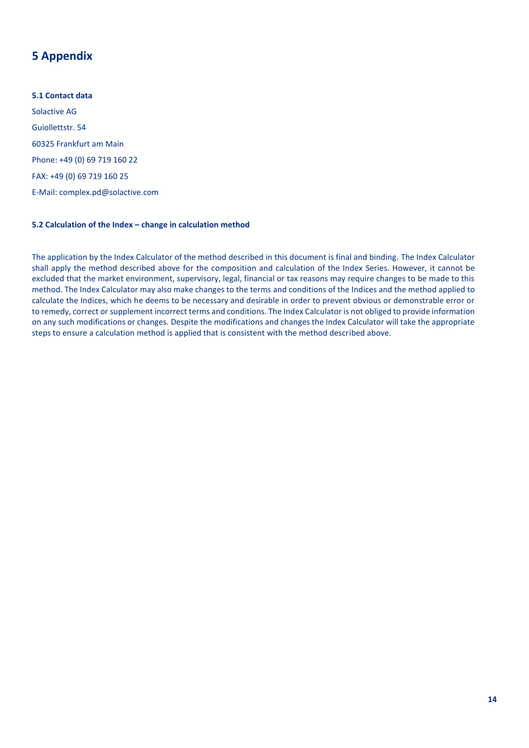# 5 Appendix

### 5.1 Contact data

Solactive AG

Guiollettstr. 54

60325 Frankfurt am Main

Phone: +49 (0) 69 719 160 22

FAX: +49 (0) 69 719 160 25

E-Mail: complex.pd@solactive.com

### 5.2 Calculation of the Index – change in calculation method

The application by the Index Calculator of the method described in this document is final and binding. The Index Calculator shall apply the method described above for the composition and calculation of the Index Series. However, it cannot be excluded that the market environment, supervisory, legal, financial or tax reasons may require changes to be made to this method. The Index Calculator may also make changes to the terms and conditions of the Indices and the method applied to calculate the Indices, which he deems to be necessary and desirable in order to prevent obvious or demonstrable error or to remedy, correct or supplement incorrect terms and conditions. The Index Calculator is not obliged to provide information on any such modifications or changes. Despite the modifications and changes the Index Calculator will take the appropriate steps to ensure a calculation method is applied that is consistent with the method described above.